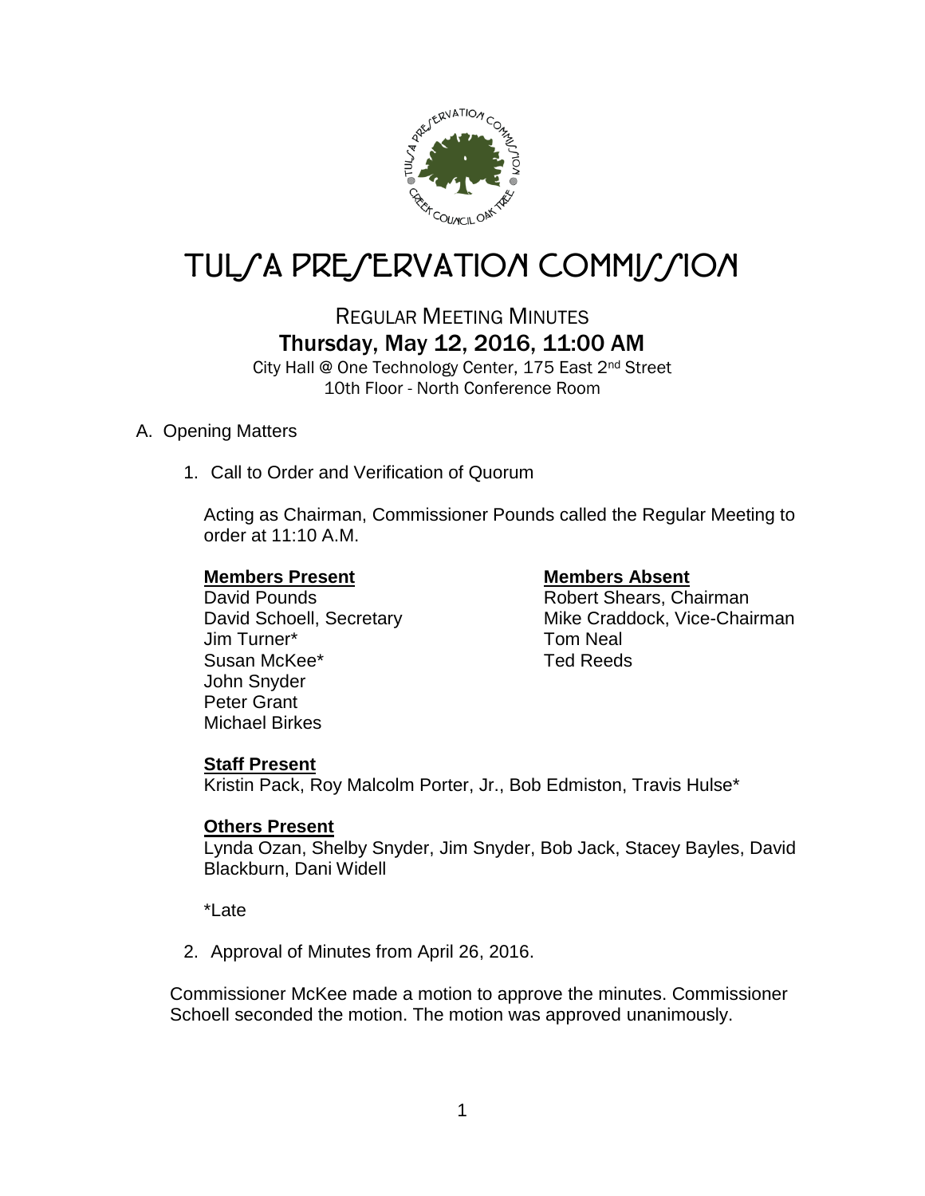# TULSA PRESERVATION COMMISSION

## REGULAR MEETING MINUTES

### Thursday, May 12, 2016, 11:00 AM

City Hall @ One Technology Center, 175 East 2nd Street
10th Floor - North Conference Room

A. Opening Matters

1. Call to Order and Verification of Quorum

   Acting as Chairman, Commissioner Pounds called the Regular Meeting to order at 11:10 A.M.

   **Members Present**
   David Pounds
   David Schoell, Secretary
   Jim Turner*
   Susan McKee*
   John Snyder
   Peter Grant
   Michael Birkes

   **Members Absent**
   Robert Shears, Chairman
   Mike Craddock, Vice-Chairman
   Tom Neal
   Ted Reeds

   **Staff Present**
   Kristin Pack, Roy Malcolm Porter, Jr., Bob Edmiston, Travis Hulse*

   **Others Present**
   Lynda Ozan, Shelby Snyder, Jim Snyder, Bob Jack, Stacey Bayles, David Blackburn, Dani Widell

   *Late

2. Approval of Minutes from April 26, 2016.

Commissioner McKee made a motion to approve the minutes. Commissioner Schoell seconded the motion. The motion was approved unanimously.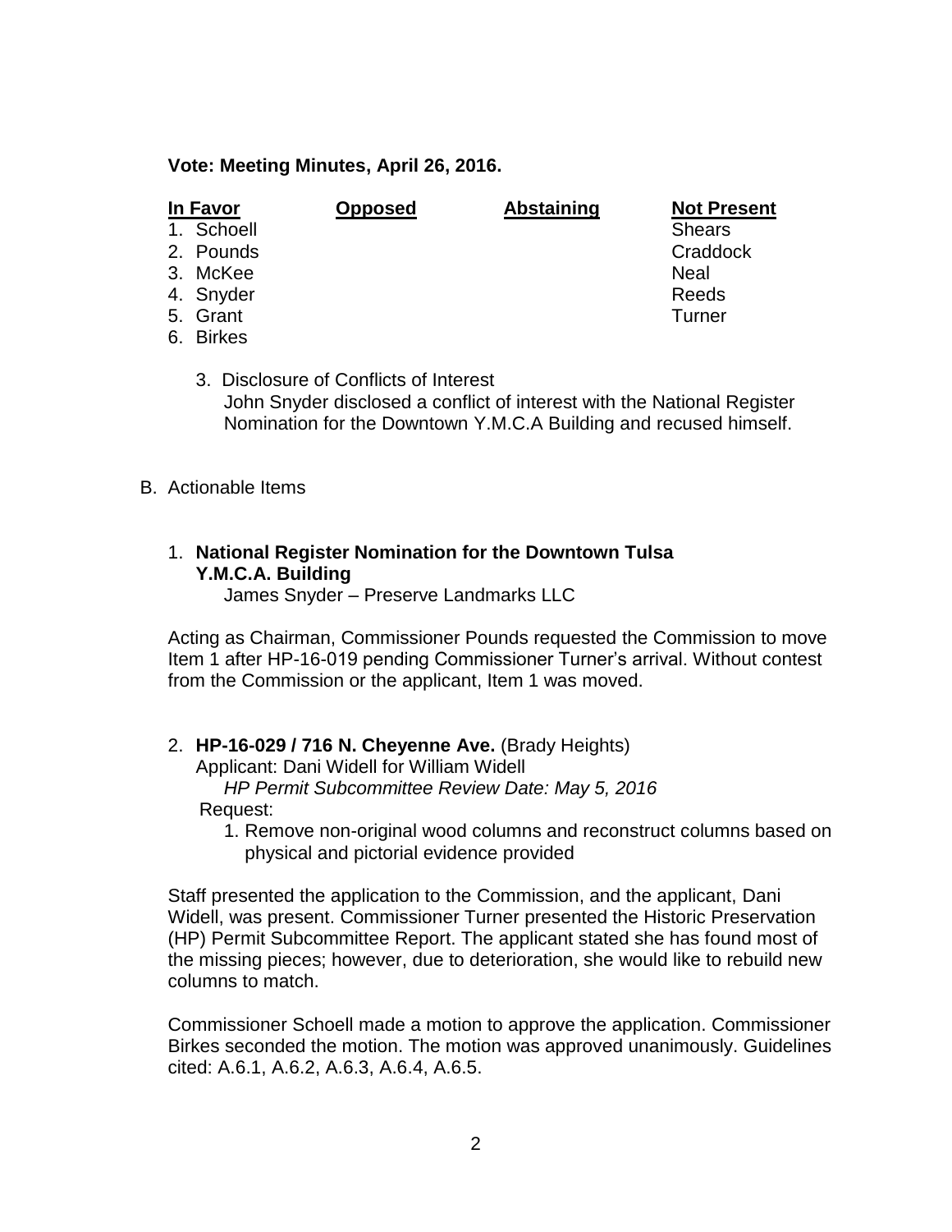**Vote: Meeting Minutes, April 26, 2016.**

| In Favor | Opposed | Abstaining | Not Present |
|---|---|---|---|
| 1. Schoell | | | Shears |
| 2. Pounds | | | Craddock |
| 3. McKee | | | Neal |
| 4. Snyder | | | Reeds |
| 5. Grant | | | Turner |
| 6. Birkes | | | |

3. Disclosure of Conflicts of Interest
   John Snyder disclosed a conflict of interest with the National Register Nomination for the Downtown Y.M.C.A Building and recused himself.

B. Actionable Items

1. **National Register Nomination for the Downtown Tulsa Y.M.C.A. Building**
   James Snyder – Preserve Landmarks LLC

Acting as Chairman, Commissioner Pounds requested the Commission to move Item 1 after HP-16-019 pending Commissioner Turner's arrival. Without contest from the Commission or the applicant, Item 1 was moved.

2. **HP-16-029 / 716 N. Cheyenne Ave.** (Brady Heights)
   Applicant: Dani Widell for William Widell
   *HP Permit Subcommittee Review Date: May 5, 2016*
   Request:
   1. Remove non-original wood columns and reconstruct columns based on physical and pictorial evidence provided

Staff presented the application to the Commission, and the applicant, Dani Widell, was present. Commissioner Turner presented the Historic Preservation (HP) Permit Subcommittee Report. The applicant stated she has found most of the missing pieces; however, due to deterioration, she would like to rebuild new columns to match.

Commissioner Schoell made a motion to approve the application. Commissioner Birkes seconded the motion. The motion was approved unanimously. Guidelines cited: A.6.1, A.6.2, A.6.3, A.6.4, A.6.5.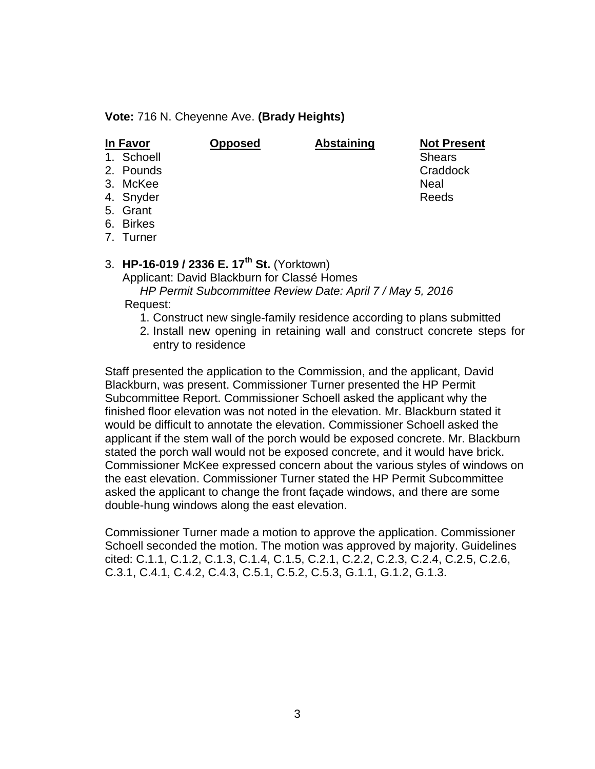**Vote:** 716 N. Cheyenne Ave. **(Brady Heights)**

| In Favor | Opposed | Abstaining | Not Present |
|---|---|---|---|
| 1. Schoell | | | Shears |
| 2. Pounds | | | Craddock |
| 3. McKee | | | Neal |
| 4. Snyder | | | Reeds |
| 5. Grant | | | |
| 6. Birkes | | | |
| 7. Turner | | | |

3. **HP-16-019 / 2336 E. 17th St.** (Yorktown)
   Applicant: David Blackburn for Classé Homes
   *HP Permit Subcommittee Review Date: April 7 / May 5, 2016*
   Request:
   1. Construct new single-family residence according to plans submitted
   2. Install new opening in retaining wall and construct concrete steps for entry to residence

Staff presented the application to the Commission, and the applicant, David Blackburn, was present. Commissioner Turner presented the HP Permit Subcommittee Report. Commissioner Schoell asked the applicant why the finished floor elevation was not noted in the elevation. Mr. Blackburn stated it would be difficult to annotate the elevation. Commissioner Schoell asked the applicant if the stem wall of the porch would be exposed concrete. Mr. Blackburn stated the porch wall would not be exposed concrete, and it would have brick. Commissioner McKee expressed concern about the various styles of windows on the east elevation. Commissioner Turner stated the HP Permit Subcommittee asked the applicant to change the front façade windows, and there are some double-hung windows along the east elevation.

Commissioner Turner made a motion to approve the application. Commissioner Schoell seconded the motion. The motion was approved by majority. Guidelines cited: C.1.1, C.1.2, C.1.3, C.1.4, C.1.5, C.2.1, C.2.2, C.2.3, C.2.4, C.2.5, C.2.6, C.3.1, C.4.1, C.4.2, C.4.3, C.5.1, C.5.2, C.5.3, G.1.1, G.1.2, G.1.3.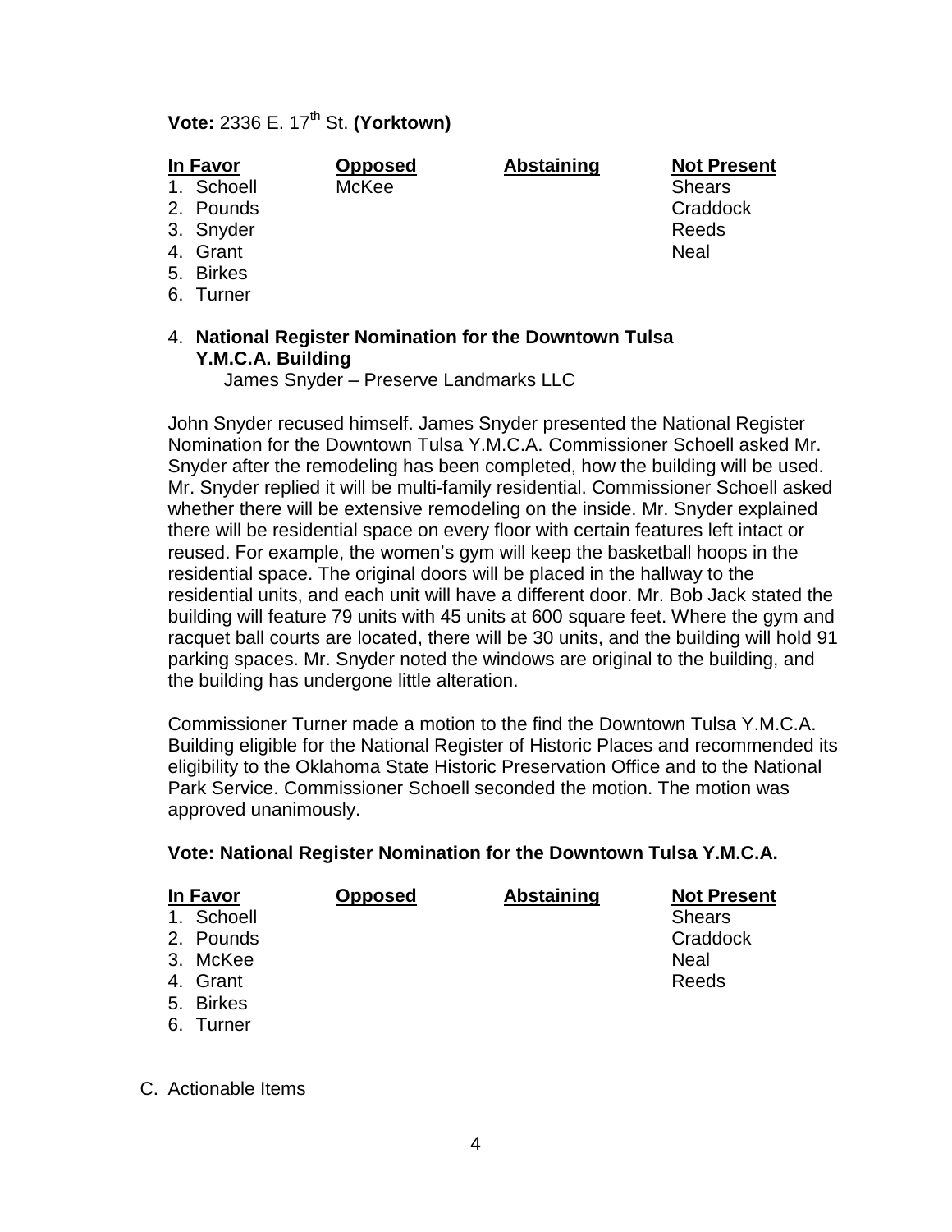**Vote:** 2336 E. 17th St. **(Yorktown)**

| In Favor | Opposed | Abstaining | Not Present |
|---|---|---|---|
| 1. Schoell | McKee | | Shears |
| 2. Pounds | | | Craddock |
| 3. Snyder | | | Reeds |
| 4. Grant | | | Neal |
| 5. Birkes | | | |
| 6. Turner | | | |

4. **National Register Nomination for the Downtown Tulsa Y.M.C.A. Building**
   James Snyder – Preserve Landmarks LLC

John Snyder recused himself. James Snyder presented the National Register Nomination for the Downtown Tulsa Y.M.C.A. Commissioner Schoell asked Mr. Snyder after the remodeling has been completed, how the building will be used. Mr. Snyder replied it will be multi-family residential. Commissioner Schoell asked whether there will be extensive remodeling on the inside. Mr. Snyder explained there will be residential space on every floor with certain features left intact or reused. For example, the women's gym will keep the basketball hoops in the residential space. The original doors will be placed in the hallway to the residential units, and each unit will have a different door. Mr. Bob Jack stated the building will feature 79 units with 45 units at 600 square feet. Where the gym and racquet ball courts are located, there will be 30 units, and the building will hold 91 parking spaces. Mr. Snyder noted the windows are original to the building, and the building has undergone little alteration.

Commissioner Turner made a motion to the find the Downtown Tulsa Y.M.C.A. Building eligible for the National Register of Historic Places and recommended its eligibility to the Oklahoma State Historic Preservation Office and to the National Park Service. Commissioner Schoell seconded the motion. The motion was approved unanimously.

**Vote: National Register Nomination for the Downtown Tulsa Y.M.C.A.**

| In Favor | Opposed | Abstaining | Not Present |
|---|---|---|---|
| 1. Schoell | | | Shears |
| 2. Pounds | | | Craddock |
| 3. McKee | | | Neal |
| 4. Grant | | | Reeds |
| 5. Birkes | | | |
| 6. Turner | | | |

C. Actionable Items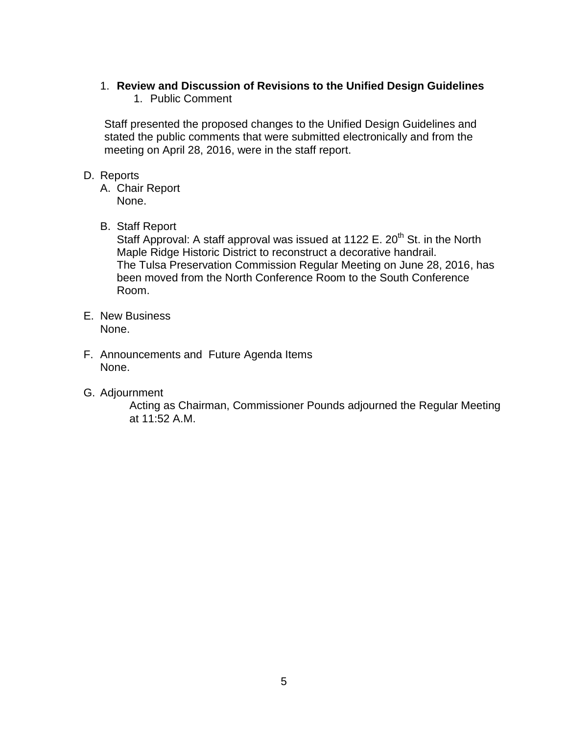1. **Review and Discussion of Revisions to the Unified Design Guidelines**
    1. Public Comment

   Staff presented the proposed changes to the Unified Design Guidelines and stated the public comments that were submitted electronically and from the meeting on April 28, 2016, were in the staff report.

D. Reports
   A. Chair Report
      None.

   B. Staff Report
      Staff Approval: A staff approval was issued at 1122 E. 20th St. in the North Maple Ridge Historic District to reconstruct a decorative handrail.
      The Tulsa Preservation Commission Regular Meeting on June 28, 2016, has been moved from the North Conference Room to the South Conference Room.

E. New Business
   None.

F. Announcements and Future Agenda Items
   None.

G. Adjournment
   Acting as Chairman, Commissioner Pounds adjourned the Regular Meeting at 11:52 A.M.